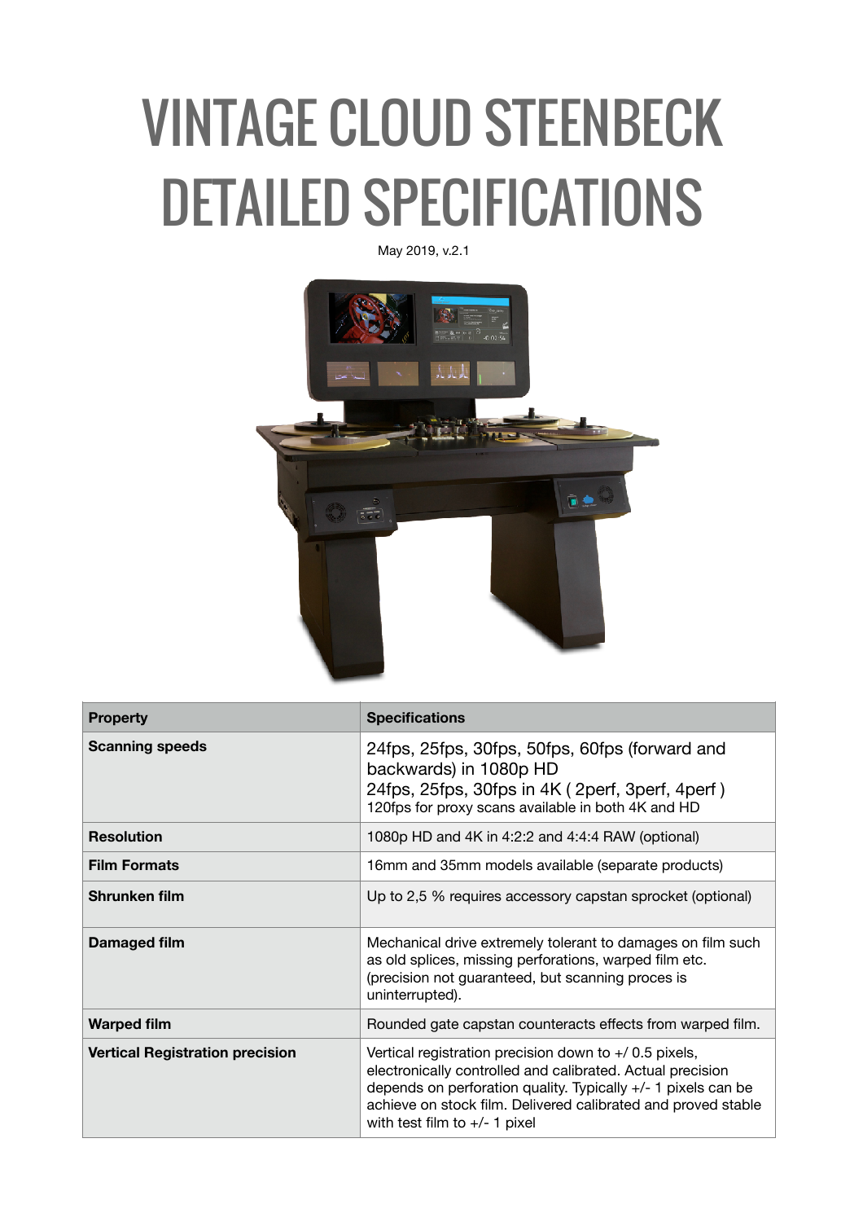# VINTAGE CLOUD STEENBECK DETAILED SPECIFICATIONS

May 2019, v.2.1

| Property | Specifications |
|---|---|
| **Scanning speeds** | 24fps, 25fps, 30fps, 50fps, 60fps (forward and backwards) in 1080p HD<br>24fps, 25fps, 30fps in 4K ( 2perf, 3perf, 4perf )<br>120fps for proxy scans available in both 4K and HD |
| **Resolution** | 1080p HD and 4K in 4:2:2 and 4:4:4 RAW (optional) |
| **Film Formats** | 16mm and 35mm models available (separate products) |
| **Shrunken film** | Up to 2,5 % requires accessory capstan sprocket (optional) |
| **Damaged film** | Mechanical drive extremely tolerant to damages on film such as old splices, missing perforations, warped film etc. (precision not guaranteed, but scanning proces is uninterrupted). |
| **Warped film** | Rounded gate capstan counteracts effects from warped film. |
| **Vertical Registration precision** | Vertical registration precision down to +/ 0.5 pixels, electronically controlled and calibrated. Actual precision depends on perforation quality. Typically +/- 1 pixels can be achieve on stock film. Delivered calibrated and proved stable with test film to +/- 1 pixel |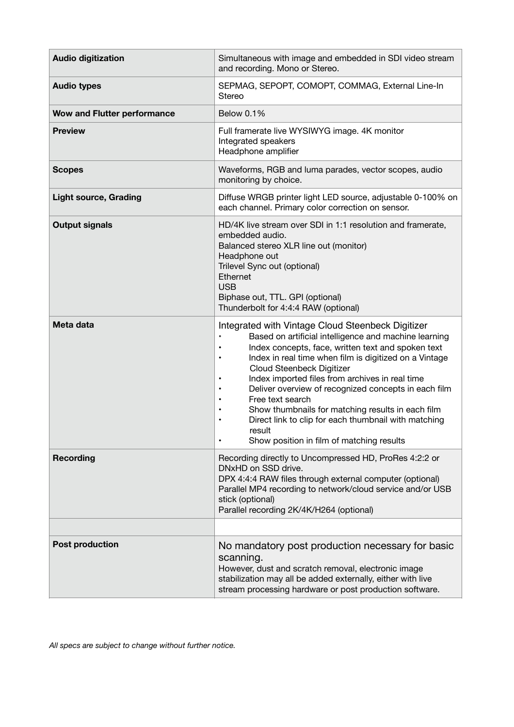| | |
|---|---|
| **Audio digitization** | Simultaneous with image and embedded in SDI video stream and recording. Mono or Stereo. |
| **Audio types** | SEPMAG, SEPOPT, COMOPT, COMMAG, External Line-In Stereo |
| **Wow and Flutter performance** | Below 0.1% |
| **Preview** | Full framerate live WYSIWYG image. 4K monitor<br>Integrated speakers<br>Headphone amplifier |
| **Scopes** | Waveforms, RGB and luma parades, vector scopes, audio monitoring by choice. |
| **Light source, Grading** | Diffuse WRGB printer light LED source, adjustable 0-100% on each channel. Primary color correction on sensor. |
| **Output signals** | HD/4K live stream over SDI in 1:1 resolution and framerate, embedded audio.<br>Balanced stereo XLR line out (monitor)<br>Headphone out<br>Trilevel Sync out (optional)<br>Ethernet<br>USB<br>Biphase out, TTL. GPI (optional)<br>Thunderbolt for 4:4:4 RAW (optional) |
| **Meta data** | Integrated with Vintage Cloud Steenbeck Digitizer<br>• Based on artificial intelligence and machine learning<br>• Index concepts, face, written text and spoken text<br>• Index in real time when film is digitized on a Vintage Cloud Steenbeck Digitizer<br>• Index imported files from archives in real time<br>• Deliver overview of recognized concepts in each film<br>• Free text search<br>• Show thumbnails for matching results in each film<br>• Direct link to clip for each thumbnail with matching result<br>• Show position in film of matching results |
| **Recording** | Recording directly to Uncompressed HD, ProRes 4:2:2 or DNxHD on SSD drive.<br>DPX 4:4:4 RAW files through external computer (optional)<br>Parallel MP4 recording to network/cloud service and/or USB stick (optional)<br>Parallel recording 2K/4K/H264 (optional) |
| | |
| **Post production** | No mandatory post production necessary for basic scanning.<br>However, dust and scratch removal, electronic image stabilization may all be added externally, either with live stream processing hardware or post production software. |

*All specs are subject to change without further notice.*